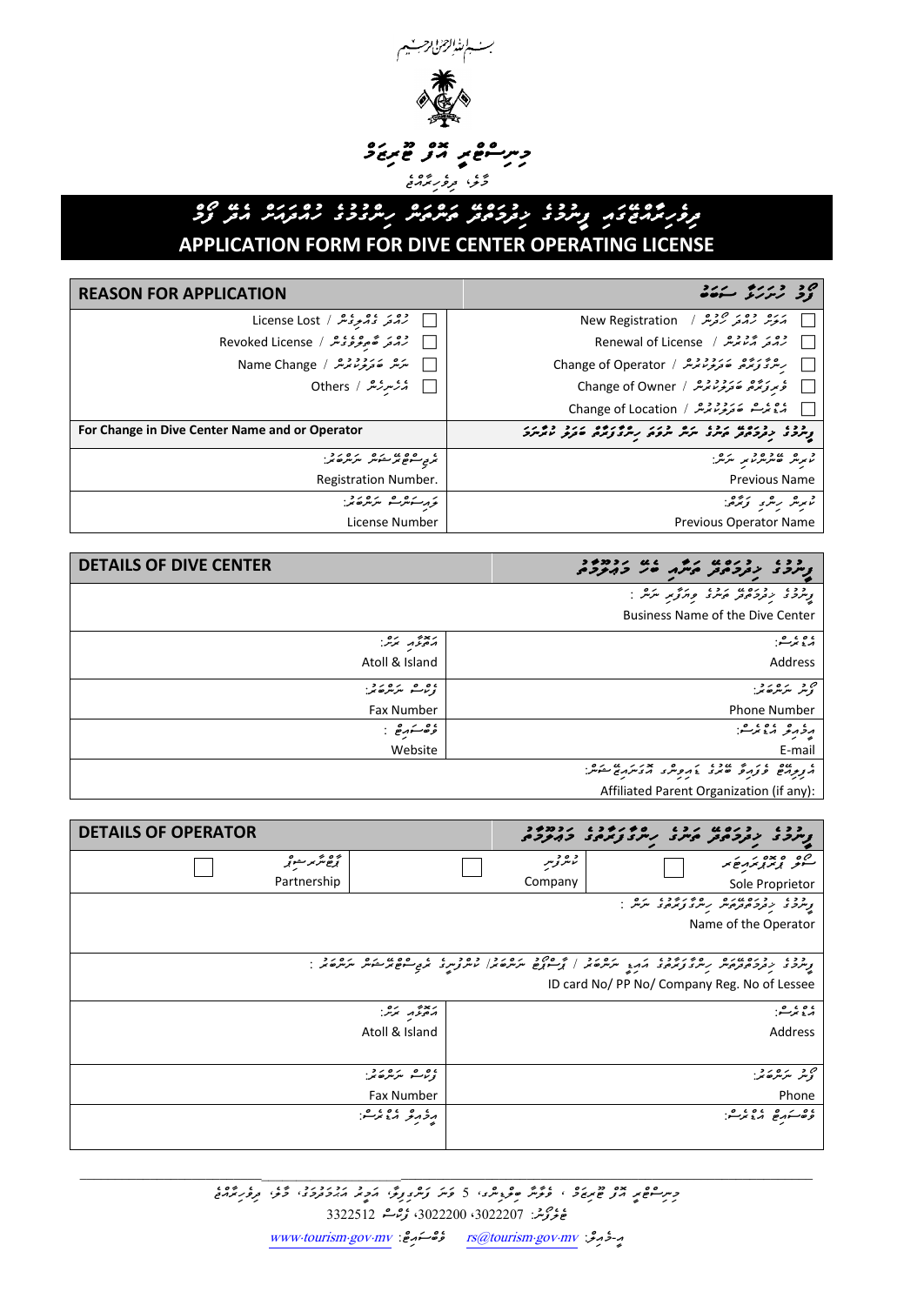بسم الله الرحمن الرحيم

# މިނިސްޓްރީ އޮފް ޓޫރިޒަމް

މާލެ، ދިވެހިރާއްޖެ

## ދިވެހިރާއްޖޭގައި ޑައިވިންގ ސެންޓަރު ހިންގުމުގެ ހުއްދައަށް އެދޭ ފޯމް
## APPLICATION FORM FOR DIVE CENTER OPERATING LICENSE

| REASON FOR APPLICATION | ފޯމް ހުށަހަޅާ ސަބަބު |
|---|---|
| ☐ ހުއްދަ ގެއްލިގެން / License Lost | ☐ އަލަށް ހުއްދަ ހޯދުން / New Registration |
| ☐ ހުއްދަ ބާތިލްވެގެން / Revoked License | ☐ ހުއްދަ އާކުރުން / Renewal of License |
| ☐ ނަން ބަދަލުކުރުން / Name Change | ☐ ހިންގާފަރާތް ބަދަލުކުރުން / Change of Operator |
| ☐ އެހެނިހެން / Others | ☐ ވެރިފަރާތް ބަދަލުކުރުން / Change of Owner |
| | ☐ އެޑްރެސް ބަދަލުކުރުން / Change of Location |
| **For Change in Dive Center Name and or Operator** | **ޑައިވިންގ ސެންޓަރުގެ ނަން ނުވަތަ ހިންގާފަރާތް ބަދަލުކުރާނަމަ** |
| ރަޖިސްޓްރޭޝަން ނަންބަރު: Registration Number. | ކުރިން ބޭނުންކުރި ނަން: Previous Name |
| ލައިސަންސް ނަންބަރު: License Number | ކުރިން ހިންގި ފަރާތް: Previous Operator Name |

| DETAILS OF DIVE CENTER | ޑައިވިންގ ސެންޓަރާ ބެހޭ މަޢުލޫމާތު |
|---|---|
| ޑައިވިންގ ސެންޓަރުގެ ވިޔަފާރި ނަން : Business Name of the Dive Center | |
| އަތޮޅާއި ރަށް: Atoll & Island | އެޑްރެސް: Address |
| ފެކްސް ނަންބަރު: Fax Number | ފޯނު ނަންބަރު: Phone Number |
| ވެބްސައިޓް : Website | އީމެއިލް އެޑްރެސް: E-mail |
| އެފިލިއޭޓް ވެފައިވާ ބޮޑު ގުރޫޕެއް އޮތްނަމަ އޯގަނައިޒޭޝަން: Affiliated Parent Organization (if any): | |

| DETAILS OF OPERATOR | | ޑައިވިންގ ސެންޓަރ ހިންގާ ފަރާތުގެ މަޢުލޫމާތު |
|---|---|---|
| ☐ ޕާޓްނަރޝިޕް / Partnership | ☐ ކުންފުނި / Company | ☐ ސޯލް ޕްރޮޕްރައިޓަރ / Sole Proprietor |
| ޑައިވިންގ ސެންޓަރު ހިންގާފަރާތުގެ ނަން : Name of the Operator | | |
| ޑައިވިންގ ސެންޓަރު ހިންގާފަރާތުގެ އައިޑީ ކާޑު ނަންބަރު / ޕާސްޕޯޓް ނަންބަރު / ކުންފުނީގެ ރަޖިސްޓްރޭޝަން ނަންބަރު : ID card No/ PP No/ Company Reg. No of Lessee | | |
| އަތޮޅާއި ރަށް: Atoll & Island | | އެޑްރެސް: Address |
| ފެކްސް ނަންބަރު: Fax Number | | ފޯނު ނަންބަރު: Phone |
| އީމެއިލް އެޑްރެސް: | | ވެބްސައިޓް އެޑްރެސް: |

---

މިނިސްޓްރީ އޮފް ޓޫރިޒަމް ، ވެލާނާ ބިލްޑިންގ، 5 ވަނަ ފަންގިފިލާ، އަމީނީ މަގު، މާލެ، ދިވެހިރާއްޖެ

ޓެލެފޯން: 3022207، 3022200، ފެކްސް 3322512

އީމެއިލް: rs@tourism.gov.mv ވެބްސައިޓް: www.tourism.gov.mv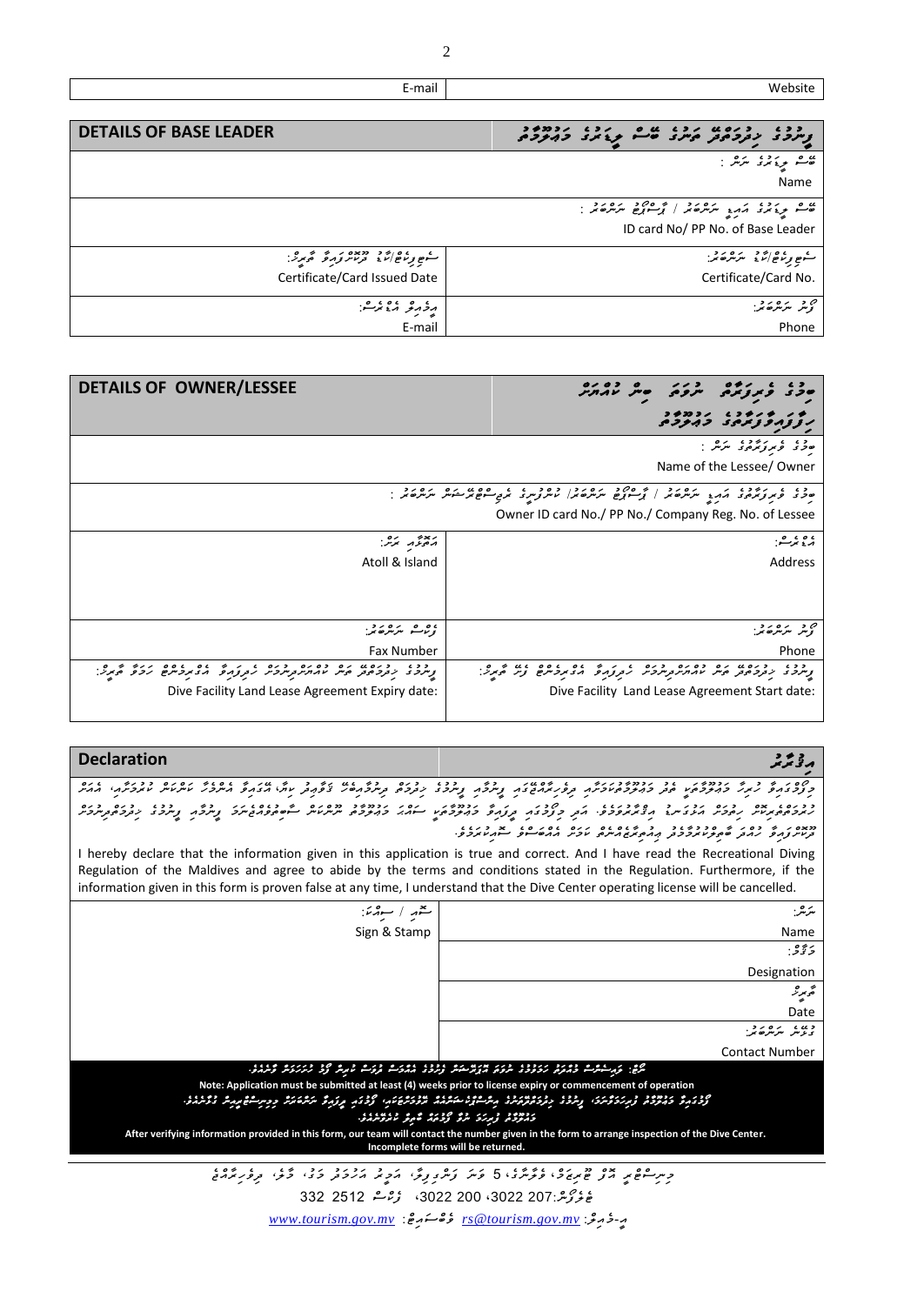| E-mail | Website |
|---|---|

| DETAILS OF BASE LEADER | ޑައިވް ސެންޓަރުގެ ބޭސް ލީޑަރުގެ މަޢުލޫމާތު |
|---|---|
| ބޭސް ލީޑަރުގެ ނަން : Name | |
| ބޭސް ލީޑަރުގެ އައިޑީ ނަންބަރު / ޕާސްޕޯޓް ނަންބަރު : ID card No/ PP No. of Base Leader | |
| ސެޓްފިކެޓް/ކާޑު ދޫކުރެވުނު ތާރީޚް: Certificate/Card Issued Date | ސެޓްފިކެޓް/ކާޑު ނަންބަރު: Certificate/Card No. |
| އީމެއިލް އެޑްރެސް: E-mail | ފޯނު ނަންބަރު: Phone |

| DETAILS OF OWNER/LESSEE | ބިމުގެ ވެރިފަރާތް ނުވަތަ ބިން ކުއްޔަށް ހިފާފައިވާ ފަރާތުގެ މަޢުލޫމާތު |
|---|---|
| ބިމުގެ ވެރިފަރާތުގެ ނަން : Name of the Lessee/ Owner | |
| ބިމުގެ ވެރިފަރާތުގެ އައިޑީ ނަންބަރު / ޕާސްޕޯޓް ނަންބަރު/ ކުންފުނީގެ ރެޖިސްޓްރޭޝަން ނަންބަރު : Owner ID card No./ PP No./ Company Reg. No. of Lessee | |
| އަތޮޅާއި ރަށް: Atoll & Island | އެޑްރެސް: Address |
| ފެކްސް ނަންބަރު: Fax Number | ފޯނު ނަންބަރު: Phone |
| ޑައިވް ސެންޓަރު ހިންގުމަށް ބިން ކުއްޔަށްދިނުމުގެ އެގްރީމެންޓް ހަމަވާ ތާރީޚް: Dive Facility Land Lease Agreement Expiry date: | ޑައިވް ސެންޓަރު ހިންގުމަށް ބިން ކުއްޔަށްދިނުމުގެ އެގްރީމެންޓް ފެށޭ ތާރީޚް: Dive Facility Land Lease Agreement Start date: |

## Declaration | އިޤްރާރު

މިފޯމުގައި ދީފައިވާ މަޢުލޫމާތަކީ ތެދު، ޞައްޙަ މަޢުލޫމާތެވެ. އަދި ދިވެހިރާއްޖޭގެ ރިކްރިއޭޝަނަލް ޑައިވިންގ ރެގިއުލޭޝަން ކިޔައި، އެ ގަވާއިދުގައިވާ ކަންތައްތަކަށް ތަބާވާނެކަމަށް އަހަރެން އިޤްރާރުވަމެވެ. އަދި މިފޯމުގައި ދީފައިވާ މަޢުލޫމާތަކީ ސައްޙަ މަޢުލޫމާތެއް ނޫންކަން ސާބިތުވެއްޖެނަމަ، ޑައިވް ސެންޓަރު ހިންގުމުގެ ލައިސަންސް ބާޠިލުކުރެވޭނެކަން އަހަރެންނަށް ވަނީ ސާފުކޮށް އެނގިފައެވެ.

I hereby declare that the information given in this application is true and correct. And I have read the Recreational Diving Regulation of the Maldives and agree to abide by the terms and conditions stated in the Regulation. Furthermore, if the information given in this form is proven false at any time, I understand that the Dive Center operating license will be cancelled.

| ސޮއި / ސިއްކާ: Sign & Stamp | ނަން: Name |
|---|---|
| | މަޤާމު: Designation |
| | ތާރީޚް: Date |
| | ގުޅޭނެ ނަންބަރު: Contact Number |

ނޯޓް: ލައިސަންސް ހަމަވުމުގެ ނުވަތަ ހިންގަން ފަށާ ތާރީޚުގެ ކުރިން މަދުވެގެން 4 ހަފްތާ ކުރިން ފޯމު ހުށަހަޅަން ވާނެއެވެ.

**Note: Application must be submitted at least (4) weeks prior to license expiry or commencement of operation**

ފޯމުގައިވާ މަޢުލޫމާތު ފާސްކުރުމަށްފަހު، ޑައިވް ސެންޓަރު އިންސްޕެކްޝަން ކުރުމަށް، ފޯމުގައިވާ ނަންބަރަށް މިނިސްޓްރީއިން ގުޅާނެއެވެ. ފުރިހަމަ ނުކޮށް ހުށަހަޅާ ފޯމު ބަލައެއް ނުގަނެވޭނެއެވެ.

**After verifying information provided in this form, our team will contact the number given in the form to arrange inspection of the Dive Center. Incomplete forms will be returned.**

މިނިސްޓްރީ އޮފް ޓޫރިޒަމް، ވެލާނާގެ، 5 ވަނަ ފަންގިފިލާ، އަމީރު އަހުމަދު މަގު، މާލެ، ދިވެހިރާއްޖެ

ޓެލެފޯން:3022 207، 3022 200 ފެކްސް 2512 332

ވެބްސައިޓް: www.tourism.gov.mv އީމެއިލް: rs@tourism.gov.mv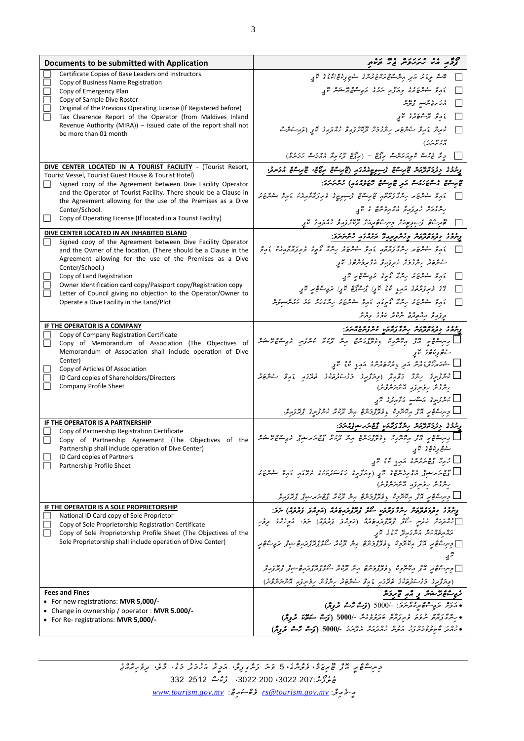## Documents to be submitted with Application

- ☐ Certificate Copies of Base Leaders and Instructors
- ☐ Copy of Business Name Registration
- ☐ Copy of Emergency Plan
- ☐ Copy of Sample Dive Roster
- ☐ Original of the Previous Operating License (If Registered before)
- ☐ Tax Clearence Report of the Operator (from Maldives Inland Revenue Authority (MIRA)) – issued date of the report shall not be more than 01 month

### DIVE CENTER LOCATED IN A TOURIST FACILITY - (Tourist Resort, Tourist Vessel, Touriist Guest House & Tourist Hotel)

- ☐ Signed copy of the Agreement between Dive Facility Operator and the Operator of Tourist Facility. There should be a Clause in the Agreement allowing for the use of the Premises as a Dive Center/School.
- ☐ Copy of Operating License (If located in a Tourist Facility)

### DIVE CENTER LOCATED IN AN INHABITED ISLAND

- ☐ Signed copy of the Agreement between Dive Facility Operator and the Owner of the location. (There should be a Clause in the Agreement allowing for the use of the Premises as a Dive Center/School.)
- ☐ Copy of Land Registration
- ☐ Owner Identification card copy/Passport copy/Registration copy
- ☐ Letter of Council giving no objection to the Operator/Owner to Operate a Dive Facility in the Land/Plot

### IF THE OPERATOR IS A COMPANY

- ☐ Copy of Company Registration Certificate
- ☐ Copy of Memorandum of Association (The Objectives of Memorandum of Association shall include operation of Dive Center)
- ☐ Copy of Articles Of Association
- ☐ ID Card copies of Shareholders/Directors
- ☐ Company Profile Sheet

### IF THE OPERATOR IS A PARTNERSHIP

- ☐ Copy of Partnership Registration Certificate
- ☐ Copy of Partnership Agreement (The Objectives of the Partnership shall include operation of Dive Center)
- ☐ ID Card copies of Partners
- ☐ Partnership Profile Sheet

### IF THE OPERATOR IS A SOLE PROPRIETORSHIP

- ☐ National ID Card copy of Sole Proprietor
- ☐ Copy of Sole Proprietorship Registration Certificate
- ☐ Copy of Sole Proprietorship Profile Sheet (The Objectives of the Sole Proprietorship shall include operation of Dive Center)

### Fees and Fines

- For new registrations: **MVR 5,000/-**
- Change in ownership / operator : **MVR 5.000/-**
- For Re- registrations: **MVR 5,000/-**